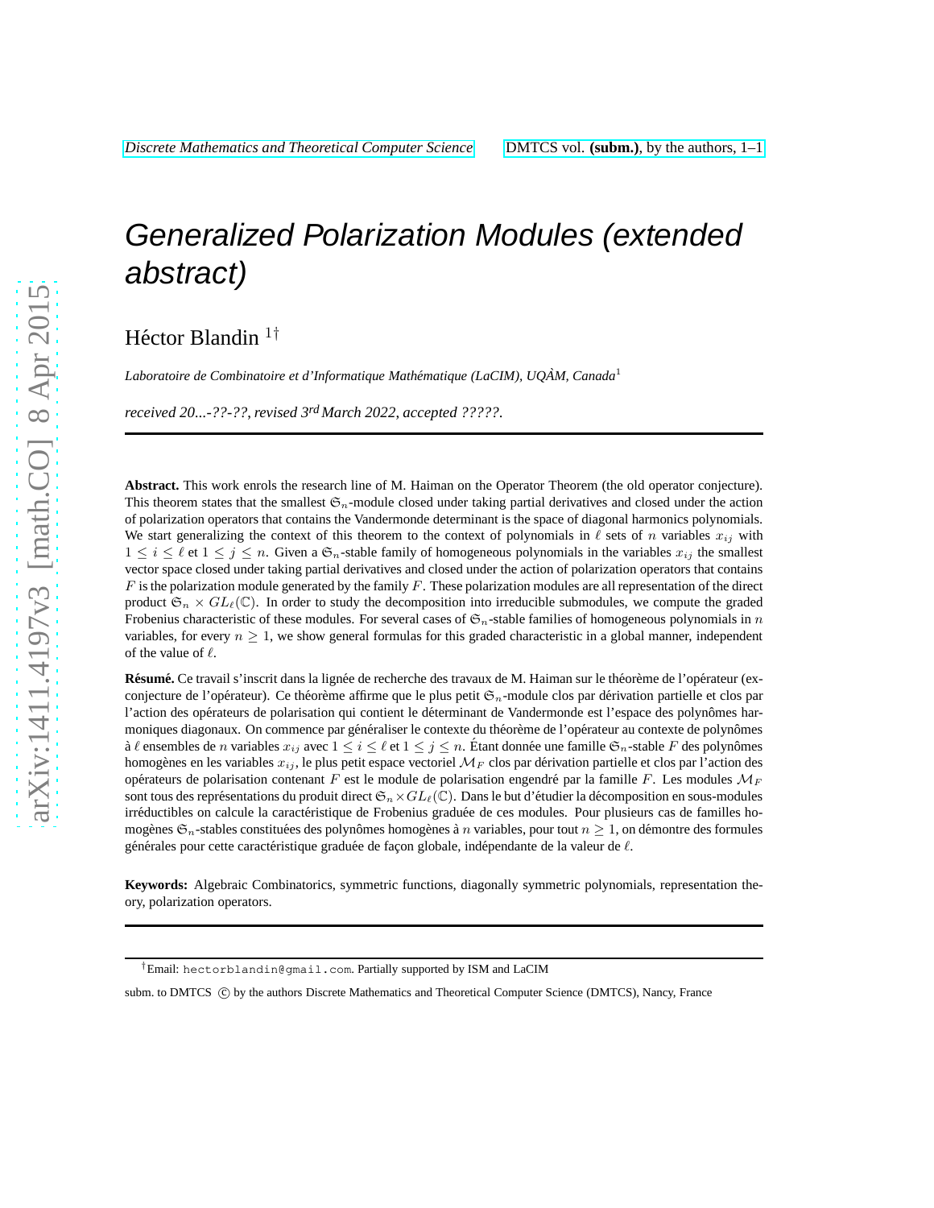# Generalized Polarization Modules (extended abstract)

Héctor Blandin [1†]

*Laboratoire de Combinatoire et d'Informatique Mathématique (LaCIM), UQÀM, Canada*[1]

*received 20...-??-??, revised 3$^{rd}$ March 2022, accepted ?????.*

---

**Abstract.** This work enrols the research line of M. Haiman on the Operator Theorem (the old operator conjecture). This theorem states that the smallest $\mathfrak{S}_n$-module closed under taking partial derivatives and closed under the action of polarization operators that contains the Vandermonde determinant is the space of diagonal harmonics polynomials. We start generalizing the context of this theorem to the context of polynomials in $\ell$ sets of $n$ variables $x_{ij}$ with $1 \leq i \leq \ell$ and $1 \leq j \leq n$. Given a $\mathfrak{S}_n$-stable family of homogeneous polynomials in the variables $x_{ij}$ the smallest vector space closed under taking partial derivatives and closed under the action of polarization operators that contains $F$ is the polarization module generated by the family $F$. These polarization modules are all representation of the direct product $\mathfrak{S}_n \times GL_\ell(\mathbb{C})$. In order to study the decomposition into irreducible submodules, we compute the graded Frobenius characteristic of these modules. For several cases of $\mathfrak{S}_n$-stable families of homogeneous polynomials in $n$ variables, for every $n \geq 1$, we show general formulas for this graded characteristic in a global manner, independent of the value of $\ell$.

**Résumé.** Ce travail s'inscrit dans la lignée de recherche des travaux de M. Haiman sur le théorème de l'opérateur (exconjecture de l'opérateur). Ce théorème affirme que le plus petit $\mathfrak{S}_n$-module clos par dérivation partielle et clos par l'action des opérateurs de polarisation qui contient le déterminant de Vandermonde est l'espace des polynômes harmoniques diagonaux. On commence par généraliser le contexte du théorème de l'opérateur au contexte de polynômes à $\ell$ ensembles de $n$ variables $x_{ij}$ avec $1 \leq i \leq \ell$ et $1 \leq j \leq n$. Étant donnée une famille $\mathfrak{S}_n$-stable $F$ des polynômes homogènes en les variables $x_{ij}$, le plus petit espace vectoriel $\mathcal{M}_F$ clos par dérivation partielle et clos par l'action des opérateurs de polarisation contenant $F$ est le module de polarisation engendré par la famille $F$. Les modules $\mathcal{M}_F$ sont tous des représentations du produit direct $\mathfrak{S}_n \times GL_\ell(\mathbb{C})$. Dans le but d'étudier la décomposition en sous-modules irréductibles on calcule la caractéristique de Frobenius graduée de ces modules. Pour plusieurs cas de familles homogènes $\mathfrak{S}_n$-stables constituées des polynômes homogènes à $n$ variables, pour tout $n \geq 1$, on démontre des formules générales pour cette caractéristique graduée de façon globale, indépendante de la valeur de $\ell$.

**Keywords:** Algebraic Combinatorics, symmetric functions, diagonally symmetric polynomials, representation theory, polarization operators.

---

[†] Email: hectorblandin@gmail.com. Partially supported by ISM and LaCIM

subm. to DMTCS © by the authors Discrete Mathematics and Theoretical Computer Science (DMTCS), Nancy, France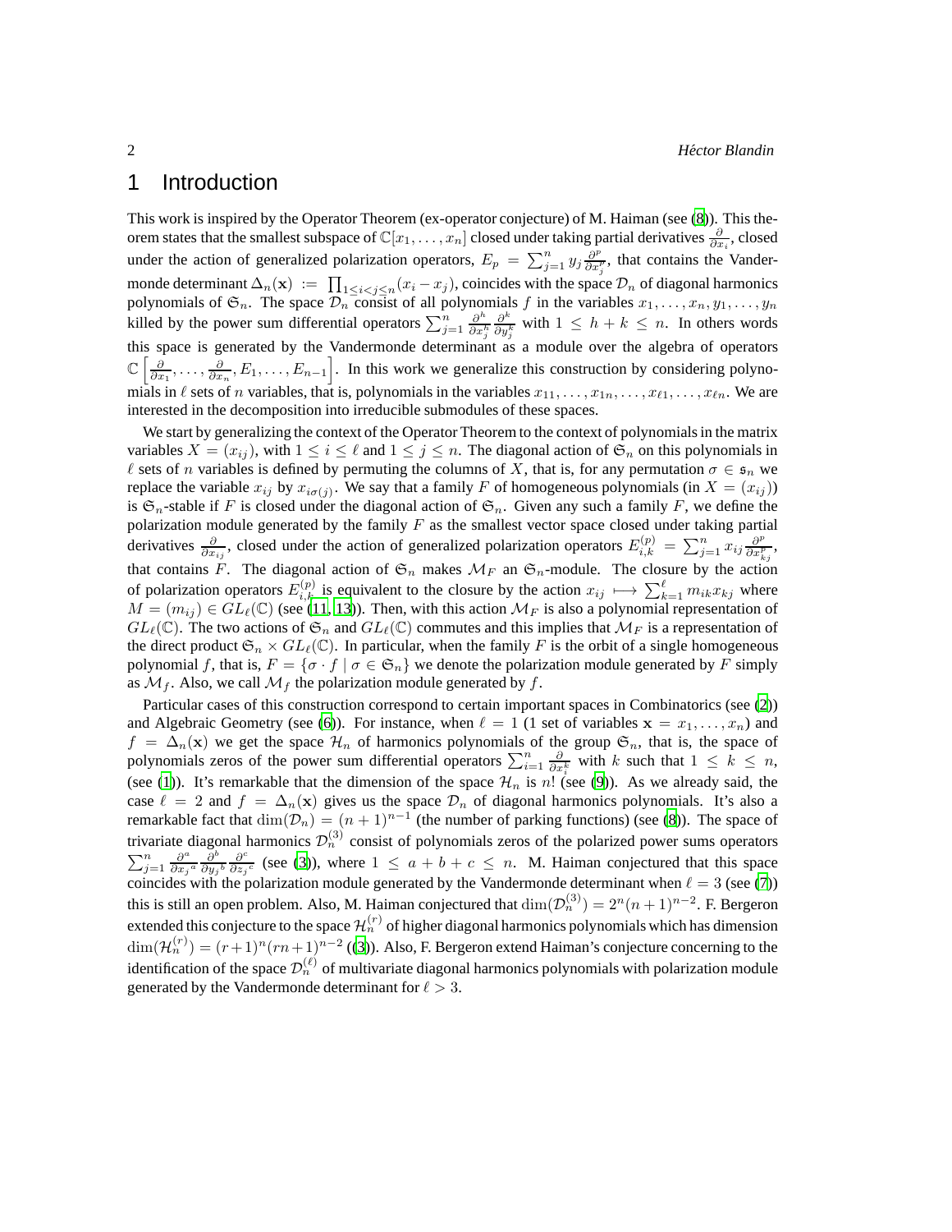# 1 Introduction

This work is inspired by the Operator Theorem (ex-operator conjecture) of M. Haiman (see ([8])). This theorem states that the smallest subspace of $\mathbb{C}[x_1,\dots,x_n]$ closed under taking partial derivatives $\frac{\partial}{\partial x_i}$, closed under the action of generalized polarization operators, $E_p = \sum_{j=1}^{n} y_j \frac{\partial^p}{\partial x_j^p}$, that contains the Vandermonde determinant $\Delta_n(\mathbf{x}) := \prod_{1\le i<j\le n}(x_i - x_j)$, coincides with the space $\mathcal{D}_n$ of diagonal harmonics polynomials of $\mathfrak{S}_n$. The space $\mathcal{D}_n$ consist of all polynomials $f$ in the variables $x_1,\dots,x_n,y_1,\dots,y_n$ killed by the power sum differential operators $\sum_{j=1}^{n} \frac{\partial^h}{\partial x_j^h}\frac{\partial^k}{\partial y_j^k}$ with $1 \le h+k \le n$. In others words this space is generated by the Vandermonde determinant as a module over the algebra of operators $\mathbb{C}\left[\frac{\partial}{\partial x_1},\dots,\frac{\partial}{\partial x_n}, E_1,\dots,E_{n-1}\right]$. In this work we generalize this construction by considering polynomials in $\ell$ sets of $n$ variables, that is, polynomials in the variables $x_{11},\dots,x_{1n},\dots,x_{\ell 1},\dots,x_{\ell n}$. We are interested in the decomposition into irreducible submodules of these spaces.

We start by generalizing the context of the Operator Theorem to the context of polynomials in the matrix variables $X = (x_{ij})$, with $1 \le i \le \ell$ and $1 \le j \le n$. The diagonal action of $\mathfrak{S}_n$ on this polynomials in $\ell$ sets of $n$ variables is defined by permuting the columns of $X$, that is, for any permutation $\sigma \in \mathfrak{s}_n$ we replace the variable $x_{ij}$ by $x_{i\sigma(j)}$. We say that a family $F$ of homogeneous polynomials (in $X = (x_{ij})$) is $\mathfrak{S}_n$-stable if $F$ is closed under the diagonal action of $\mathfrak{S}_n$. Given any such a family $F$, we define the polarization module generated by the family $F$ as the smallest vector space closed under taking partial derivatives $\frac{\partial}{\partial x_{ij}}$, closed under the action of generalized polarization operators $E_{i,k}^{(p)} = \sum_{j=1}^{n} x_{ij}\frac{\partial^p}{\partial x_{kj}^p}$, that contains $F$. The diagonal action of $\mathfrak{S}_n$ makes $\mathcal{M}_F$ an $\mathfrak{S}_n$-module. The closure by the action of polarization operators $E_{i,k}^{(p)}$ is equivalent to the closure by the action $x_{ij} \longmapsto \sum_{k=1}^{\ell} m_{ik}x_{kj}$ where $M = (m_{ij}) \in GL_\ell(\mathbb{C})$ (see ([11, 13])). Then, with this action $\mathcal{M}_F$ is also a polynomial representation of $GL_\ell(\mathbb{C})$. The two actions of $\mathfrak{S}_n$ and $GL_\ell(\mathbb{C})$ commutes and this implies that $\mathcal{M}_F$ is a representation of the direct product $\mathfrak{S}_n \times GL_\ell(\mathbb{C})$. In particular, when the family $F$ is the orbit of a single homogeneous polynomial $f$, that is, $F = \{\sigma \cdot f \mid \sigma \in \mathfrak{S}_n\}$ we denote the polarization module generated by $F$ simply as $\mathcal{M}_f$. Also, we call $\mathcal{M}_f$ the polarization module generated by $f$.

Particular cases of this construction correspond to certain important spaces in Combinatorics (see ([2])) and Algebraic Geometry (see ([6])). For instance, when $\ell = 1$ (1 set of variables $\mathbf{x} = x_1,\dots,x_n$) and $f = \Delta_n(\mathbf{x})$ we get the space $\mathcal{H}_n$ of harmonics polynomials of the group $\mathfrak{S}_n$, that is, the space of polynomials zeros of the power sum differential operators $\sum_{i=1}^{n} \frac{\partial}{\partial x_i^k}$ with $k$ such that $1 \le k \le n$, (see ([1])). It's remarkable that the dimension of the space $\mathcal{H}_n$ is $n!$ (see ([9])). As we already said, the case $\ell = 2$ and $f = \Delta_n(\mathbf{x})$ gives us the space $\mathcal{D}_n$ of diagonal harmonics polynomials. It's also a remarkable fact that $\dim(\mathcal{D}_n) = (n+1)^{n-1}$ (the number of parking functions) (see ([8])). The space of trivariate diagonal harmonics $\mathcal{D}_n^{(3)}$ consist of polynomials zeros of the polarized power sums operators $\sum_{j=1}^{n} \frac{\partial^a}{\partial {x_j}^a}\frac{\partial^b}{\partial {y_j}^b}\frac{\partial^c}{\partial {z_j}^c}$ (see ([3])), where $1 \le a+b+c \le n$. M. Haiman conjectured that this space coincides with the polarization module generated by the Vandermonde determinant when $\ell = 3$ (see ([7])) this is still an open problem. Also, M. Haiman conjectured that $\dim(\mathcal{D}_n^{(3)}) = 2^n(n+1)^{n-2}$. F. Bergeron extended this conjecture to the space $\mathcal{H}_n^{(r)}$ of higher diagonal harmonics polynomials which has dimension $\dim(\mathcal{H}_n^{(r)}) = (r+1)^n(rn+1)^{n-2}$ (([3])). Also, F. Bergeron extend Haiman's conjecture concerning to the identification of the space $\mathcal{D}_n^{(\ell)}$ of multivariate diagonal harmonics polynomials with polarization module generated by the Vandermonde determinant for $\ell > 3$.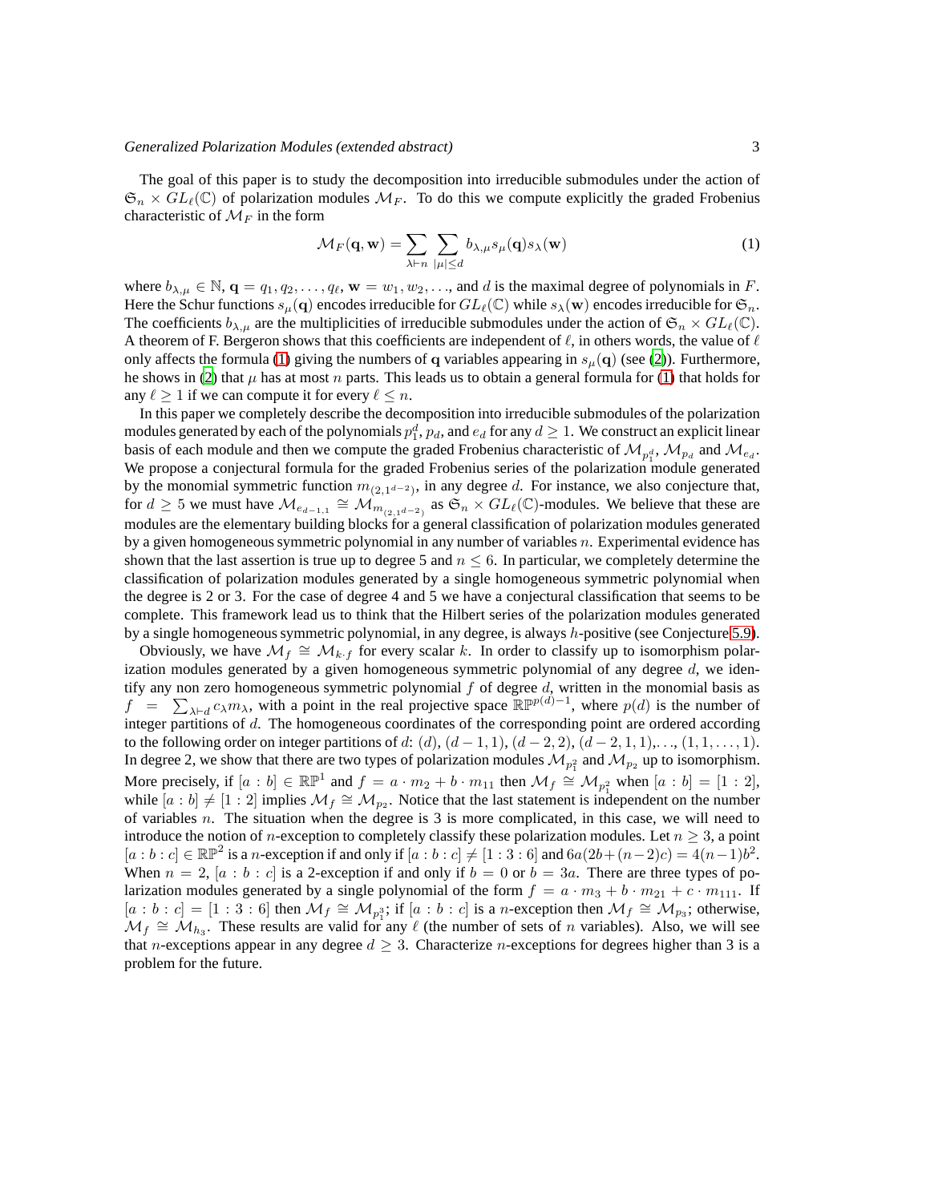The goal of this paper is to study the decomposition into irreducible submodules under the action of $\mathfrak{S}_n \times GL_\ell(\mathbb{C})$ of polarization modules $\mathcal{M}_F$. To do this we compute explicitly the graded Frobenius characteristic of $\mathcal{M}_F$ in the form

$$\mathcal{M}_F(\mathbf{q}, \mathbf{w}) = \sum_{\lambda \vdash n} \sum_{|\mu| \leq d} b_{\lambda,\mu} s_\mu(\mathbf{q}) s_\lambda(\mathbf{w}) \tag{1}$$

where $b_{\lambda,\mu} \in \mathbb{N}$, $\mathbf{q} = q_1, q_2, \ldots, q_\ell$, $\mathbf{w} = w_1, w_2, \ldots$, and $d$ is the maximal degree of polynomials in $F$. Here the Schur functions $s_\mu(\mathbf{q})$ encodes irreducible for $GL_\ell(\mathbb{C})$ while $s_\lambda(\mathbf{w})$ encodes irreducible for $\mathfrak{S}_n$. The coefficients $b_{\lambda,\mu}$ are the multiplicities of irreducible submodules under the action of $\mathfrak{S}_n \times GL_\ell(\mathbb{C})$. A theorem of F. Bergeron shows that this coefficients are independent of $\ell$, in others words, the value of $\ell$ only affects the formula (1) giving the numbers of $\mathbf{q}$ variables appearing in $s_\mu(\mathbf{q})$ (see (2)). Furthermore, he shows in (2) that $\mu$ has at most $n$ parts. This leads us to obtain a general formula for (1) that holds for any $\ell \geq 1$ if we can compute it for every $\ell \leq n$.

In this paper we completely describe the decomposition into irreducible submodules of the polarization modules generated by each of the polynomials $p_1^d$, $p_d$, and $e_d$ for any $d \geq 1$. We construct an explicit linear basis of each module and then we compute the graded Frobenius characteristic of $\mathcal{M}_{p_1^d}$, $\mathcal{M}_{p_d}$ and $\mathcal{M}_{e_d}$. We propose a conjectural formula for the graded Frobenius series of the polarization module generated by the monomial symmetric function $m_{(2,1^{d-2})}$, in any degree $d$. For instance, we also conjecture that, for $d \geq 5$ we must have $\mathcal{M}_{e_{d-1,1}} \cong \mathcal{M}_{m_{(2,1^{d-2})}}$ as $\mathfrak{S}_n \times GL_\ell(\mathbb{C})$-modules. We believe that these are modules are the elementary building blocks for a general classification of polarization modules generated by a given homogeneous symmetric polynomial in any number of variables $n$. Experimental evidence has shown that the last assertion is true up to degree 5 and $n \leq 6$. In particular, we completely determine the classification of polarization modules generated by a single homogeneous symmetric polynomial when the degree is 2 or 3. For the case of degree 4 and 5 we have a conjectural classification that seems to be complete. This framework lead us to think that the Hilbert series of the polarization modules generated by a single homogeneous symmetric polynomial, in any degree, is always $h$-positive (see Conjecture 5.9).

Obviously, we have $\mathcal{M}_f \cong \mathcal{M}_{k \cdot f}$ for every scalar $k$. In order to classify up to isomorphism polarization modules generated by a given homogeneous symmetric polynomial of any degree $d$, we identify any non zero homogeneous symmetric polynomial $f$ of degree $d$, written in the monomial basis as $f = \sum_{\lambda \vdash d} c_\lambda m_\lambda$, with a point in the real projective space $\mathbb{RP}^{p(d)-1}$, where $p(d)$ is the number of integer partitions of $d$. The homogeneous coordinates of the corresponding point are ordered according to the following order on integer partitions of $d$: $(d)$, $(d-1,1)$, $(d-2,2)$, $(d-2,1,1)$,..., $(1,1,\ldots,1)$. In degree 2, we show that there are two types of polarization modules $\mathcal{M}_{p_1^2}$ and $\mathcal{M}_{p_2}$ up to isomorphism. More precisely, if $[a:b] \in \mathbb{RP}^1$ and $f = a \cdot m_2 + b \cdot m_{11}$ then $\mathcal{M}_f \cong \mathcal{M}_{p_1^2}$ when $[a:b] = [1:2]$, while $[a:b] \neq [1:2]$ implies $\mathcal{M}_f \cong \mathcal{M}_{p_2}$. Notice that the last statement is independent on the number of variables $n$. The situation when the degree is 3 is more complicated, in this case, we will need to introduce the notion of $n$-exception to completely classify these polarization modules. Let $n \geq 3$, a point $[a:b:c] \in \mathbb{RP}^2$ is a $n$-exception if and only if $[a:b:c] \neq [1:3:6]$ and $6a(2b+(n-2)c) = 4(n-1)b^2$. When $n = 2$, $[a:b:c]$ is a 2-exception if and only if $b = 0$ or $b = 3a$. There are three types of polarization modules generated by a single polynomial of the form $f = a \cdot m_3 + b \cdot m_{21} + c \cdot m_{111}$. If $[a:b:c] = [1:3:6]$ then $\mathcal{M}_f \cong \mathcal{M}_{p_1^3}$; if $[a:b:c]$ is a $n$-exception then $\mathcal{M}_f \cong \mathcal{M}_{p_3}$; otherwise, $\mathcal{M}_f \cong \mathcal{M}_{h_3}$. These results are valid for any $\ell$ (the number of sets of $n$ variables). Also, we will see that $n$-exceptions appear in any degree $d \geq 3$. Characterize $n$-exceptions for degrees higher than 3 is a problem for the future.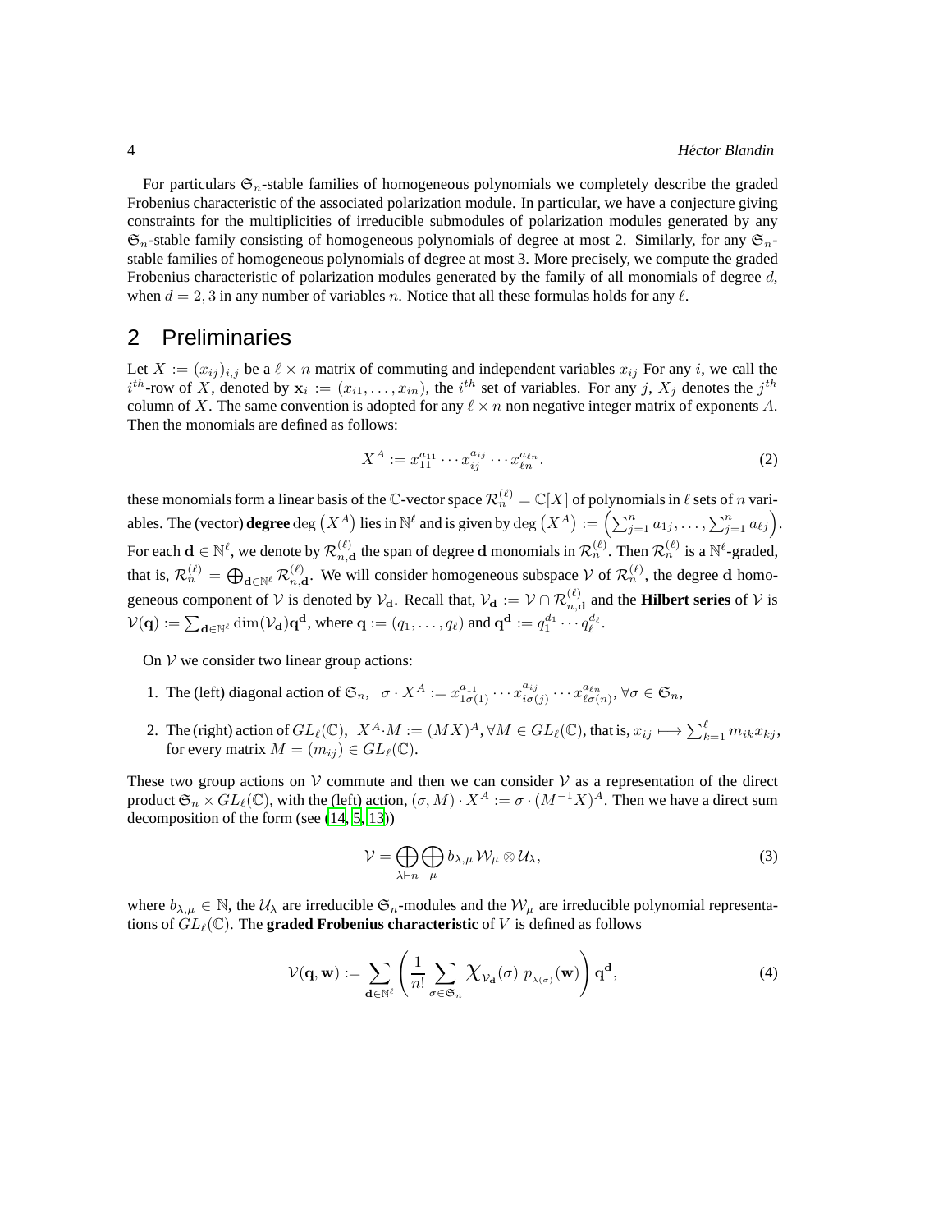For particulars $\mathfrak{S}_n$-stable families of homogeneous polynomials we completely describe the graded Frobenius characteristic of the associated polarization module. In particular, we have a conjecture giving constraints for the multiplicities of irreducible submodules of polarization modules generated by any $\mathfrak{S}_n$-stable family consisting of homogeneous polynomials of degree at most 2. Similarly, for any $\mathfrak{S}_n$-stable families of homogeneous polynomials of degree at most 3. More precisely, we compute the graded Frobenius characteristic of polarization modules generated by the family of all monomials of degree $d$, when $d = 2, 3$ in any number of variables $n$. Notice that all these formulas holds for any $\ell$.

## 2 Preliminaries

Let $X := (x_{ij})_{i,j}$ be a $\ell \times n$ matrix of commuting and independent variables $x_{ij}$ For any $i$, we call the $i^{th}$-row of $X$, denoted by $\mathbf{x}_i := (x_{i1}, \ldots, x_{in})$, the $i^{th}$ set of variables. For any $j$, $X_j$ denotes the $j^{th}$ column of $X$. The same convention is adopted for any $\ell \times n$ non negative integer matrix of exponents $A$. Then the monomials are defined as follows:

$$X^A := x_{11}^{a_{11}} \cdots x_{ij}^{a_{ij}} \cdots x_{\ell n}^{a_{\ell n}}. \tag{2}$$

these monomials form a linear basis of the $\mathbb{C}$-vector space $\mathcal{R}_n^{(\ell)} = \mathbb{C}[X]$ of polynomials in $\ell$ sets of $n$ variables. The (vector) **degree** $\deg\left(X^A\right)$ lies in $\mathbb{N}^\ell$ and is given by $\deg\left(X^A\right) := \left(\sum_{j=1}^n a_{1j}, \ldots, \sum_{j=1}^n a_{\ell j}\right)$. For each $\mathbf{d} \in \mathbb{N}^\ell$, we denote by $\mathcal{R}_{n,\mathbf{d}}^{(\ell)}$ the span of degree $\mathbf{d}$ monomials in $\mathcal{R}_n^{(\ell)}$. Then $\mathcal{R}_n^{(\ell)}$ is a $\mathbb{N}^\ell$-graded, that is, $\mathcal{R}_n^{(\ell)} = \bigoplus_{\mathbf{d} \in \mathbb{N}^\ell} \mathcal{R}_{n,\mathbf{d}}^{(\ell)}$. We will consider homogeneous subspace $\mathcal{V}$ of $\mathcal{R}_n^{(\ell)}$, the degree $\mathbf{d}$ homogeneous component of $\mathcal{V}$ is denoted by $\mathcal{V}_\mathbf{d}$. Recall that, $\mathcal{V}_\mathbf{d} := \mathcal{V} \cap \mathcal{R}_{n,\mathbf{d}}^{(\ell)}$ and the **Hilbert series** of $\mathcal{V}$ is $\mathcal{V}(\mathbf{q}) := \sum_{\mathbf{d} \in \mathbb{N}^\ell} \dim(\mathcal{V}_\mathbf{d}) \mathbf{q}^\mathbf{d}$, where $\mathbf{q} := (q_1, \ldots, q_\ell)$ and $\mathbf{q}^\mathbf{d} := q_1^{d_1} \cdots q_\ell^{d_\ell}$.

On $\mathcal{V}$ we consider two linear group actions:

1. The (left) diagonal action of $\mathfrak{S}_n$, $\sigma \cdot X^A := x_{1\sigma(1)}^{a_{11}} \cdots x_{i\sigma(j)}^{a_{ij}} \cdots x_{\ell\sigma(n)}^{a_{\ell n}}, \forall \sigma \in \mathfrak{S}_n$,
2. The (right) action of $GL_\ell(\mathbb{C})$, $X^A \cdot M := (MX)^A, \forall M \in GL_\ell(\mathbb{C})$, that is, $x_{ij} \longmapsto \sum_{k=1}^\ell m_{ik} x_{kj}$, for every matrix $M = (m_{ij}) \in GL_\ell(\mathbb{C})$.

These two group actions on $\mathcal{V}$ commute and then we can consider $\mathcal{V}$ as a representation of the direct product $\mathfrak{S}_n \times GL_\ell(\mathbb{C})$, with the (left) action, $(\sigma, M) \cdot X^A := \sigma \cdot (M^{-1}X)^A$. Then we have a direct sum decomposition of the form (see (14, 5, 13))

$$\mathcal{V} = \bigoplus_{\lambda \vdash n} \bigoplus_{\mu} b_{\lambda,\mu} \, \mathcal{W}_\mu \otimes \mathcal{U}_\lambda, \tag{3}$$

where $b_{\lambda,\mu} \in \mathbb{N}$, the $\mathcal{U}_\lambda$ are irreducible $\mathfrak{S}_n$-modules and the $\mathcal{W}_\mu$ are irreducible polynomial representations of $GL_\ell(\mathbb{C})$. The **graded Frobenius characteristic** of $V$ is defined as follows

$$\mathcal{V}(\mathbf{q}, \mathbf{w}) := \sum_{\mathbf{d} \in \mathbb{N}^\ell} \left( \frac{1}{n!} \sum_{\sigma \in \mathfrak{S}_n} \chi_{\mathcal{V}_\mathbf{d}}(\sigma) \; p_{\lambda(\sigma)}(\mathbf{w}) \right) \mathbf{q}^\mathbf{d}, \tag{4}$$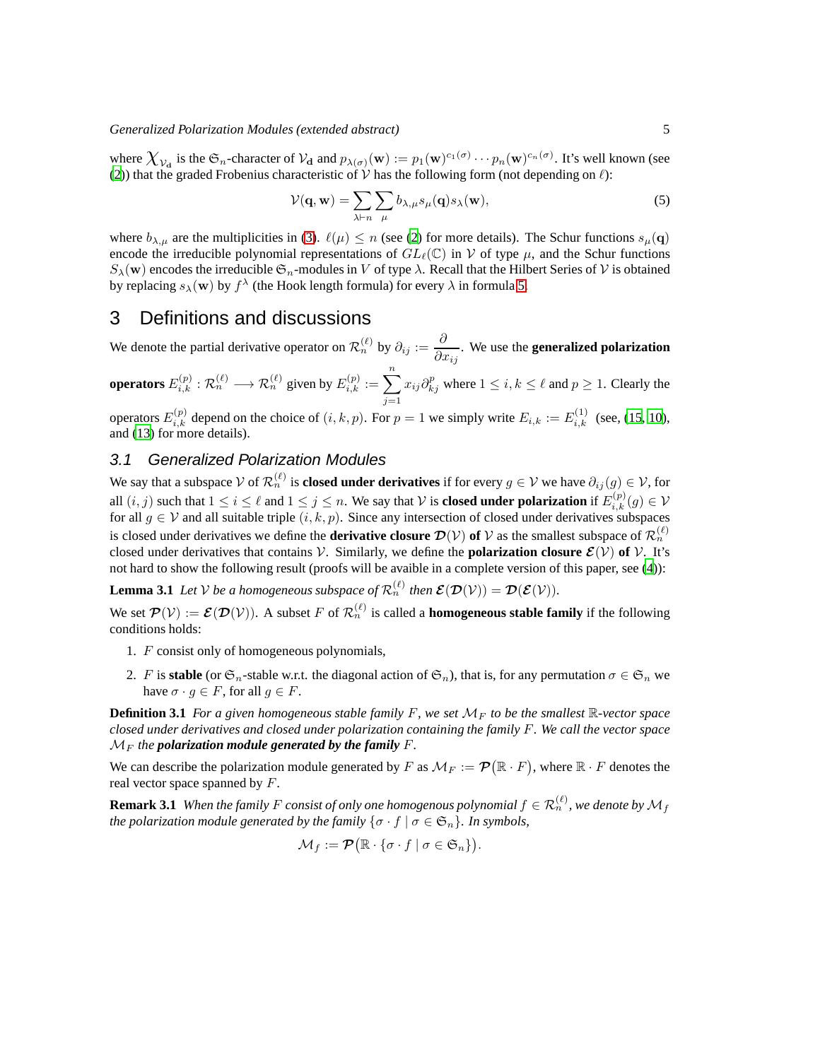where $\chi_{\mathcal{V}_{\mathbf{d}}}$ is the $\mathfrak{S}_n$-character of $\mathcal{V}_{\mathbf{d}}$ and $p_{\lambda(\sigma)}(\mathbf{w}) := p_1(\mathbf{w})^{c_1(\sigma)} \cdots p_n(\mathbf{w})^{c_n(\sigma)}$. It's well known (see (2)) that the graded Frobenius characteristic of $\mathcal{V}$ has the following form (not depending on $\ell$):

$$\mathcal{V}(\mathbf{q}, \mathbf{w}) = \sum_{\lambda \vdash n} \sum_{\mu} b_{\lambda,\mu} s_\mu(\mathbf{q}) s_\lambda(\mathbf{w}), \tag{5}$$

where $b_{\lambda,\mu}$ are the multiplicities in (3). $\ell(\mu) \leq n$ (see (2) for more details). The Schur functions $s_\mu(\mathbf{q})$ encode the irreducible polynomial representations of $GL_\ell(\mathbb{C})$ in $\mathcal{V}$ of type $\mu$, and the Schur functions $S_\lambda(\mathbf{w})$ encodes the irreducible $\mathfrak{S}_n$-modules in $V$ of type $\lambda$. Recall that the Hilbert Series of $\mathcal{V}$ is obtained by replacing $s_\lambda(\mathbf{w})$ by $f^\lambda$ (the Hook length formula) for every $\lambda$ in formula 5.

## 3 Definitions and discussions

We denote the partial derivative operator on $\mathcal{R}_n^{(\ell)}$ by $\partial_{ij} := \dfrac{\partial}{\partial x_{ij}}$. We use the **generalized polarization operators** $E_{i,k}^{(p)} : \mathcal{R}_n^{(\ell)} \longrightarrow \mathcal{R}_n^{(\ell)}$ given by $E_{i,k}^{(p)} := \displaystyle\sum_{j=1}^{n} x_{ij} \partial_{kj}^p$ where $1 \leq i, k \leq \ell$ and $p \geq 1$. Clearly the operators $E_{i,k}^{(p)}$ depend on the choice of $(i, k, p)$. For $p = 1$ we simply write $E_{i,k} := E_{i,k}^{(1)}$ (see, (15, 10), and (13) for more details).

### 3.1 Generalized Polarization Modules

We say that a subspace $\mathcal{V}$ of $\mathcal{R}_n^{(\ell)}$ is **closed under derivatives** if for every $g \in \mathcal{V}$ we have $\partial_{ij}(g) \in \mathcal{V}$, for all $(i, j)$ such that $1 \leq i \leq \ell$ and $1 \leq j \leq n$. We say that $\mathcal{V}$ is **closed under polarization** if $E_{i,k}^{(p)}(g) \in \mathcal{V}$ for all $g \in \mathcal{V}$ and all suitable triple $(i, k, p)$. Since any intersection of closed under derivatives subspaces is closed under derivatives we define the **derivative closure $\boldsymbol{\mathcal{D}}(\mathcal{V})$ of** $\mathcal{V}$ as the smallest subspace of $\mathcal{R}_n^{(\ell)}$ closed under derivatives that contains $\mathcal{V}$. Similarly, we define the **polarization closure $\boldsymbol{\mathcal{E}}(\mathcal{V})$ of** $\mathcal{V}$. It's not hard to show the following result (proofs will be avaible in a complete version of this paper, see (4)):

**Lemma 3.1** *Let $\mathcal{V}$ be a homogeneous subspace of $\mathcal{R}_n^{(\ell)}$ then $\boldsymbol{\mathcal{E}}(\boldsymbol{\mathcal{D}}(\mathcal{V})) = \boldsymbol{\mathcal{D}}(\boldsymbol{\mathcal{E}}(\mathcal{V}))$.*

We set $\boldsymbol{\mathcal{P}}(\mathcal{V}) := \boldsymbol{\mathcal{E}}(\boldsymbol{\mathcal{D}}(\mathcal{V}))$. A subset $F$ of $\mathcal{R}_n^{(\ell)}$ is called a **homogeneous stable family** if the following conditions holds:

1. $F$ consist only of homogeneous polynomials,
2. $F$ is **stable** (or $\mathfrak{S}_n$-stable w.r.t. the diagonal action of $\mathfrak{S}_n$), that is, for any permutation $\sigma \in \mathfrak{S}_n$ we have $\sigma \cdot g \in F$, for all $g \in F$.

**Definition 3.1** *For a given homogeneous stable family $F$, we set $\mathcal{M}_F$ to be the smallest $\mathbb{R}$-vector space closed under derivatives and closed under polarization containing the family $F$. We call the vector space $\mathcal{M}_F$ the* ***polarization module generated by the family*** *$F$.*

We can describe the polarization module generated by $F$ as $\mathcal{M}_F := \boldsymbol{\mathcal{P}}\big(\mathbb{R} \cdot F\big)$, where $\mathbb{R} \cdot F$ denotes the real vector space spanned by $F$.

**Remark 3.1** *When the family $F$ consist of only one homogenous polynomial $f \in \mathcal{R}_n^{(\ell)}$, we denote by $\mathcal{M}_f$ the polarization module generated by the family $\{\sigma \cdot f \mid \sigma \in \mathfrak{S}_n\}$. In symbols,*

$$\mathcal{M}_f := \boldsymbol{\mathcal{P}}\big(\mathbb{R} \cdot \{\sigma \cdot f \mid \sigma \in \mathfrak{S}_n\}\big).$$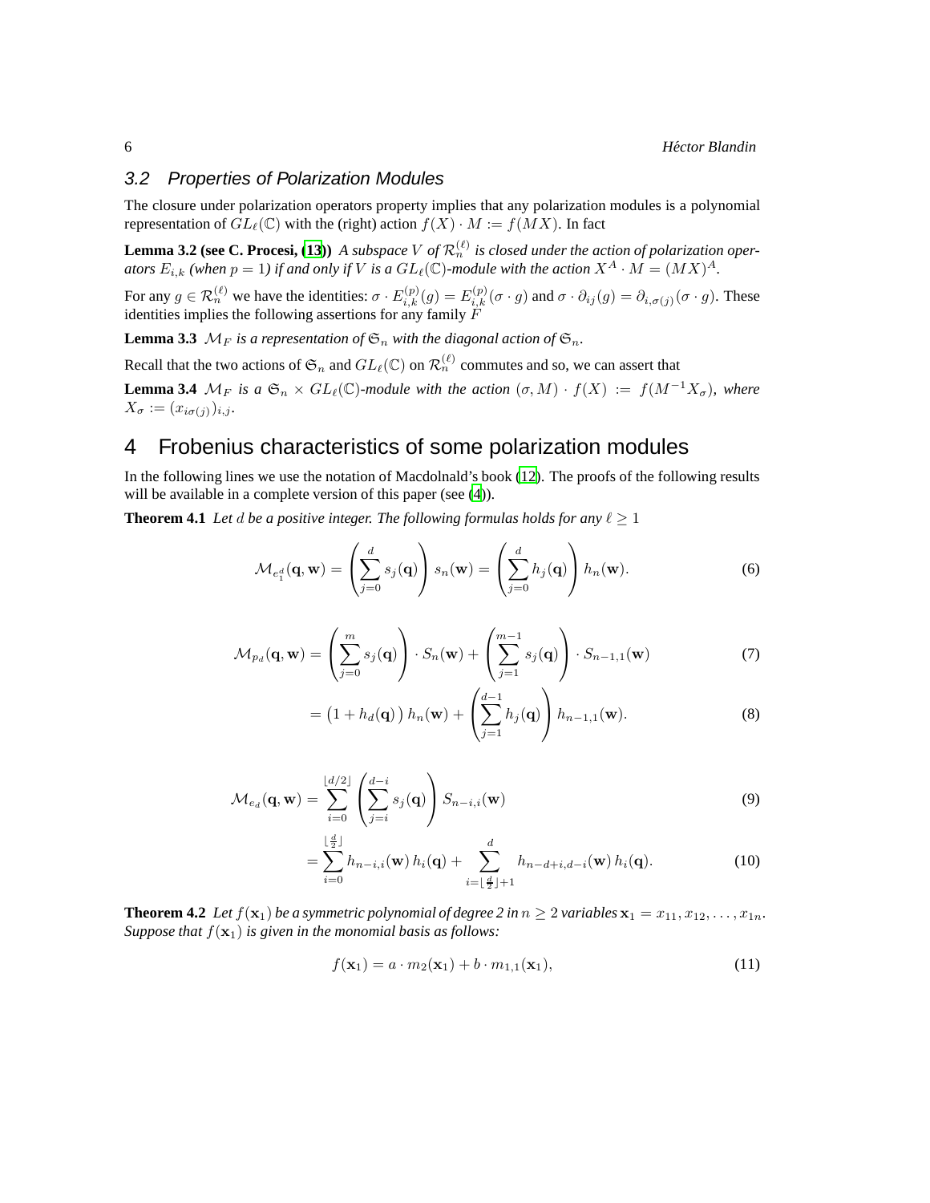### 3.2 Properties of Polarization Modules

The closure under polarization operators property implies that any polarization modules is a polynomial representation of $GL_\ell(\mathbb{C})$ with the (right) action $f(X) \cdot M := f(MX)$. In fact

**Lemma 3.2 (see C. Procesi, [13])** *A subspace $V$ of $\mathcal{R}_n^{(\ell)}$ is closed under the action of polarization operators $E_{i,k}$ (when $p = 1$) if and only if $V$ is a $GL_\ell(\mathbb{C})$-module with the action $X^A \cdot M = (MX)^A$.*

For any $g \in \mathcal{R}_n^{(\ell)}$ we have the identities: $\sigma \cdot E_{i,k}^{(p)}(g) = E_{i,k}^{(p)}(\sigma \cdot g)$ and $\sigma \cdot \partial_{ij}(g) = \partial_{i,\sigma(j)}(\sigma \cdot g)$. These identities implies the following assertions for any family $F$

**Lemma 3.3** *$\mathcal{M}_F$ is a representation of $\mathfrak{S}_n$ with the diagonal action of $\mathfrak{S}_n$.*

Recall that the two actions of $\mathfrak{S}_n$ and $GL_\ell(\mathbb{C})$ on $\mathcal{R}_n^{(\ell)}$ commutes and so, we can assert that

**Lemma 3.4** *$\mathcal{M}_F$ is a $\mathfrak{S}_n \times GL_\ell(\mathbb{C})$-module with the action $(\sigma, M) \cdot f(X) := f(M^{-1}X_\sigma)$, where $X_\sigma := (x_{i\sigma(j)})_{i,j}$.*

# 4 Frobenius characteristics of some polarization modules

In the following lines we use the notation of Macdolnald's book (12). The proofs of the following results will be available in a complete version of this paper (see (4)).

**Theorem 4.1** *Let $d$ be a positive integer. The following formulas holds for any $\ell \geq 1$*

$$\mathcal{M}_{e_1^d}(\mathbf{q}, \mathbf{w}) = \left(\sum_{j=0}^{d} s_j(\mathbf{q})\right) s_n(\mathbf{w}) = \left(\sum_{j=0}^{d} h_j(\mathbf{q})\right) h_n(\mathbf{w}). \tag{6}$$

$$\mathcal{M}_{p_d}(\mathbf{q}, \mathbf{w}) = \left(\sum_{j=0}^{m} s_j(\mathbf{q})\right) \cdot S_n(\mathbf{w}) + \left(\sum_{j=1}^{m-1} s_j(\mathbf{q})\right) \cdot S_{n-1,1}(\mathbf{w}) \tag{7}$$

$$= \big(1 + h_d(\mathbf{q})\big)\, h_n(\mathbf{w}) + \left(\sum_{j=1}^{d-1} h_j(\mathbf{q})\right) h_{n-1,1}(\mathbf{w}). \tag{8}$$

$$\mathcal{M}_{e_d}(\mathbf{q}, \mathbf{w}) = \sum_{i=0}^{\lfloor d/2 \rfloor} \left(\sum_{j=i}^{d-i} s_j(\mathbf{q})\right) S_{n-i,i}(\mathbf{w}) \tag{9}$$

$$= \sum_{i=0}^{\lfloor \frac{d}{2} \rfloor} h_{n-i,i}(\mathbf{w})\, h_i(\mathbf{q}) + \sum_{i=\lfloor \frac{d}{2} \rfloor + 1}^{d} h_{n-d+i,d-i}(\mathbf{w})\, h_i(\mathbf{q}). \tag{10}$$

**Theorem 4.2** *Let $f(\mathbf{x}_1)$ be a symmetric polynomial of degree 2 in $n \geq 2$ variables $\mathbf{x}_1 = x_{11}, x_{12}, \ldots, x_{1n}$. Suppose that $f(\mathbf{x}_1)$ is given in the monomial basis as follows:*

$$f(\mathbf{x}_1) = a \cdot m_2(\mathbf{x}_1) + b \cdot m_{1,1}(\mathbf{x}_1), \tag{11}$$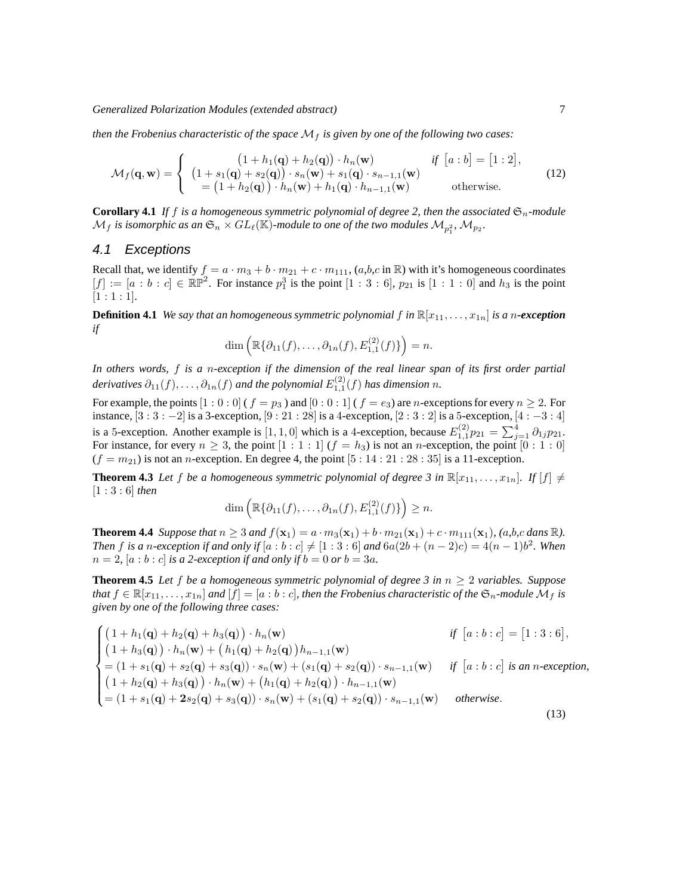*then the Frobenius characteristic of the space $\mathcal{M}_f$ is given by one of the following two cases:*

$$\mathcal{M}_f(\mathbf{q},\mathbf{w}) = \begin{cases} \big(1+h_1(\mathbf{q})+h_2(\mathbf{q})\big)\cdot h_n(\mathbf{w}) & \text{if } \big[a:b\big]=\big[1:2\big], \\ \big(1+s_1(\mathbf{q})+s_2(\mathbf{q})\big)\cdot s_n(\mathbf{w})+s_1(\mathbf{q})\cdot s_{n-1,1}(\mathbf{w}) & \\ \quad = \big(1+h_2(\mathbf{q})\big)\cdot h_n(\mathbf{w})+h_1(\mathbf{q})\cdot h_{n-1,1}(\mathbf{w}) & \text{otherwise.} \end{cases} \tag{12}$$

**Corollary 4.1** *If $f$ is a homogeneous symmetric polynomial of degree 2, then the associated $\mathfrak{S}_n$-module $\mathcal{M}_f$ is isomorphic as an $\mathfrak{S}_n \times GL_\ell(\mathbb{K})$-module to one of the two modules $\mathcal{M}_{p_1^2}$, $\mathcal{M}_{p_2}$.*

## 4.1 Exceptions

Recall that, we identify $f = a\cdot m_3 + b\cdot m_{21} + c\cdot m_{111}$, ($a$,$b$,$c$ in $\mathbb{R}$) with it's homogeneous coordinates $[f] := [a:b:c] \in \mathbb{RP}^2$. For instance $p_1^3$ is the point $[1:3:6]$, $p_{21}$ is $[1:1:0]$ and $h_3$ is the point $[1:1:1]$.

**Definition 4.1** *We say that an homogeneous symmetric polynomial $f$ in $\mathbb{R}[x_{11},\dots,x_{1n}]$ is a $n$-**exception** if*

$$\dim\Big(\mathbb{R}\{\partial_{11}(f),\dots,\partial_{1n}(f),E_{1,1}^{(2)}(f)\}\Big) = n.$$

*In others words, $f$ is a $n$-exception if the dimension of the real linear span of its first order partial derivatives $\partial_{11}(f),\dots,\partial_{1n}(f)$ and the polynomial $E_{1,1}^{(2)}(f)$ has dimension $n$.*

For example, the points $[1:0:0]$ ( $f=p_3$ ) and $[0:0:1]$ ( $f=e_3$) are $n$-exceptions for every $n\geq 2$. For instance, $[3:3:-2]$ is a 3-exception, $[9:21:28]$ is a 4-exception, $[2:3:2]$ is a 5-exception, $[4:-3:4]$ is a 5-exception. Another example is $[1,1,0]$ which is a 4-exception, because $E_{1,1}^{(2)}p_{21} = \sum_{j=1}^4 \partial_{1j}p_{21}$. For instance, for every $n\geq 3$, the point $[1:1:1]$ ($f=h_3$) is not an $n$-exception, the point $[0:1:0]$ ($f=m_{21}$) is not an $n$-exception. En degree 4, the point $[5:14:21:28:35]$ is a 11-exception.

**Theorem 4.3** *Let $f$ be a homogeneous symmetric polynomial of degree 3 in $\mathbb{R}[x_{11},\dots,x_{1n}]$. If $[f]\neq [1:3:6]$ then*

$$\dim\Big(\mathbb{R}\{\partial_{11}(f),\dots,\partial_{1n}(f),E_{1,1}^{(2)}(f)\}\Big) \geq n.$$

**Theorem 4.4** *Suppose that $n\geq 3$ and $f(\mathbf{x}_1) = a\cdot m_3(\mathbf{x}_1) + b\cdot m_{21}(\mathbf{x}_1) + c\cdot m_{111}(\mathbf{x}_1)$, ($a$,$b$,$c$ dans $\mathbb{R}$). Then $f$ is a $n$-exception if and only if $[a:b:c]\neq[1:3:6]$ and $6a(2b+(n-2)c) = 4(n-1)b^2$. When $n=2$, $[a:b:c]$ is a 2-exception if and only if $b=0$ or $b=3a$.*

**Theorem 4.5** *Let $f$ be a homogeneous symmetric polynomial of degree 3 in $n\geq 2$ variables. Suppose that $f\in\mathbb{R}[x_{11},\dots,x_{1n}]$ and $[f]=[a:b:c]$, then the Frobenius characteristic of the $\mathfrak{S}_n$-module $\mathcal{M}_f$ is given by one of the following three cases:*

$$\begin{cases} \big(1+h_1(\mathbf{q})+h_2(\mathbf{q})+h_3(\mathbf{q})\big)\cdot h_n(\mathbf{w}) & \text{if } \big[a:b:c\big]=\big[1:3:6\big], \\ \big(1+h_3(\mathbf{q})\big)\cdot h_n(\mathbf{w}) + \big(h_1(\mathbf{q})+h_2(\mathbf{q})\big)h_{n-1,1}(\mathbf{w}) & \\ = (1+s_1(\mathbf{q})+s_2(\mathbf{q})+s_3(\mathbf{q}))\cdot s_n(\mathbf{w}) + (s_1(\mathbf{q})+s_2(\mathbf{q}))\cdot s_{n-1,1}(\mathbf{w}) & \text{if } \big[a:b:c\big] \text{ is an } n\text{-exception,} \\ \big(1+h_2(\mathbf{q})+h_3(\mathbf{q})\big)\cdot h_n(\mathbf{w}) + \big(h_1(\mathbf{q})+h_2(\mathbf{q})\big)\cdot h_{n-1,1}(\mathbf{w}) & \\ = (1+s_1(\mathbf{q})+\mathbf{2}s_2(\mathbf{q})+s_3(\mathbf{q}))\cdot s_n(\mathbf{w}) + (s_1(\mathbf{q})+s_2(\mathbf{q}))\cdot s_{n-1,1}(\mathbf{w}) & \text{otherwise.} \end{cases} \tag{13}$$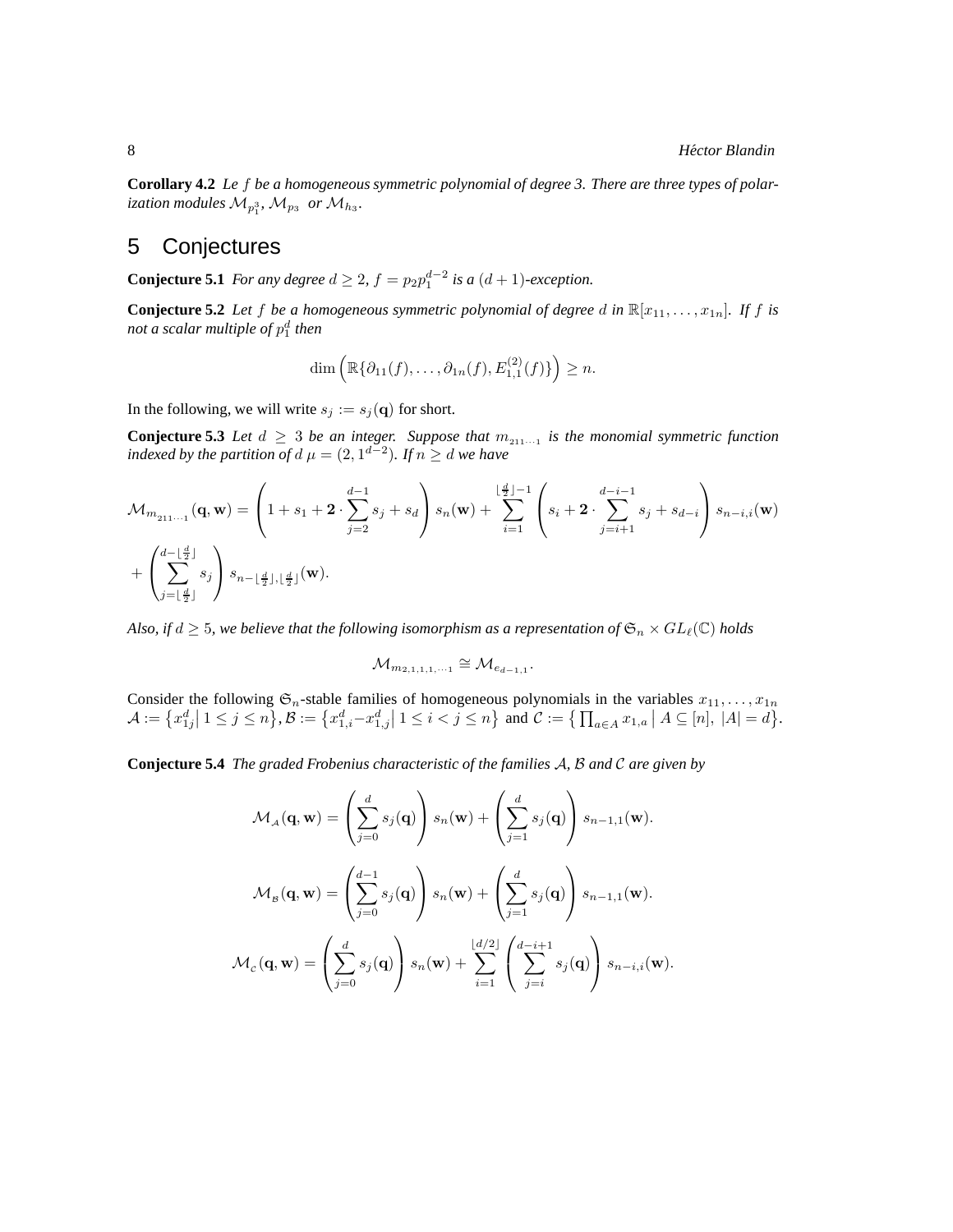**Corollary 4.2** *Le $f$ be a homogeneous symmetric polynomial of degree 3. There are three types of polarization modules $\mathcal{M}_{p_1^3}$, $\mathcal{M}_{p_3}$ or $\mathcal{M}_{h_3}$.*

# 5 Conjectures

**Conjecture 5.1** *For any degree $d \geq 2$, $f = p_2 p_1^{d-2}$ is a $(d+1)$-exception.*

**Conjecture 5.2** *Let $f$ be a homogeneous symmetric polynomial of degree $d$ in $\mathbb{R}[x_{11}, \ldots, x_{1n}]$. If $f$ is not a scalar multiple of $p_1^d$ then*

$$\dim\left(\mathbb{R}\{\partial_{11}(f), \ldots, \partial_{1n}(f), E_{1,1}^{(2)}(f)\}\right) \geq n.$$

In the following, we will write $s_j := s_j(\mathbf{q})$ for short.

**Conjecture 5.3** *Let $d \geq 3$ be an integer. Suppose that $m_{211\cdots1}$ is the monomial symmetric function indexed by the partition of $d$ $\mu = (2, 1^{d-2})$. If $n \geq d$ we have*

$$\mathcal{M}_{m_{211\cdots1}}(\mathbf{q}, \mathbf{w}) = \left(1 + s_1 + \mathbf{2} \cdot \sum_{j=2}^{d-1} s_j + s_d\right) s_n(\mathbf{w}) + \sum_{i=1}^{\lfloor \frac{d}{2} \rfloor - 1} \left(s_i + \mathbf{2} \cdot \sum_{j=i+1}^{d-i-1} s_j + s_{d-i}\right) s_{n-i,i}(\mathbf{w})$$
$$+ \left(\sum_{j=\lfloor \frac{d}{2} \rfloor}^{d - \lfloor \frac{d}{2} \rfloor} s_j\right) s_{n-\lfloor \frac{d}{2} \rfloor, \lfloor \frac{d}{2} \rfloor}(\mathbf{w}).$$

*Also, if $d \geq 5$, we believe that the following isomorphism as a representation of $\mathfrak{S}_n \times GL_\ell(\mathbb{C})$ holds*

$$\mathcal{M}_{m_{2,1,1,1,\cdots1}} \cong \mathcal{M}_{e_{d-1,1}}.$$

Consider the following $\mathfrak{S}_n$-stable families of homogeneous polynomials in the variables $x_{11}, \ldots, x_{1n}$ $\mathcal{A} := \left\{x_{1j}^d \,\middle|\, 1 \leq j \leq n\right\}$, $\mathcal{B} := \left\{x_{1,i}^d - x_{1,j}^d \,\middle|\, 1 \leq i < j \leq n\right\}$ and $\mathcal{C} := \left\{\prod_{a \in A} x_{1,a} \,\middle|\, A \subseteq [n],\ |A| = d\right\}$.

**Conjecture 5.4** *The graded Frobenius characteristic of the families $\mathcal{A}$, $\mathcal{B}$ and $\mathcal{C}$ are given by*

$$\mathcal{M}_{\mathcal{A}}(\mathbf{q}, \mathbf{w}) = \left(\sum_{j=0}^{d} s_j(\mathbf{q})\right) s_n(\mathbf{w}) + \left(\sum_{j=1}^{d} s_j(\mathbf{q})\right) s_{n-1,1}(\mathbf{w}).$$

$$\mathcal{M}_{\mathcal{B}}(\mathbf{q}, \mathbf{w}) = \left(\sum_{j=0}^{d-1} s_j(\mathbf{q})\right) s_n(\mathbf{w}) + \left(\sum_{j=1}^{d} s_j(\mathbf{q})\right) s_{n-1,1}(\mathbf{w}).$$

$$\mathcal{M}_{\mathcal{C}}(\mathbf{q}, \mathbf{w}) = \left(\sum_{j=0}^{d} s_j(\mathbf{q})\right) s_n(\mathbf{w}) + \sum_{i=1}^{\lfloor d/2 \rfloor} \left(\sum_{j=i}^{d-i+1} s_j(\mathbf{q})\right) s_{n-i,i}(\mathbf{w}).$$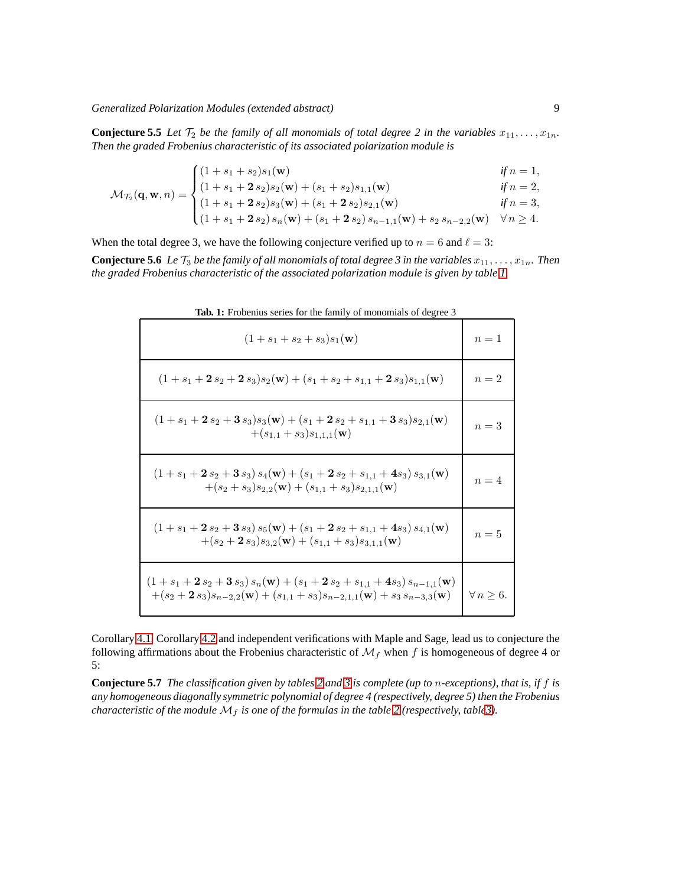**Conjecture 5.5** *Let $\mathcal{T}_2$ be the family of all monomials of total degree 2 in the variables $x_{11}, \ldots, x_{1n}$. Then the graded Frobenius characteristic of its associated polarization module is*

$$\mathcal{M}_{\mathcal{T}_2}(\mathbf{q}, \mathbf{w}, n) = \begin{cases} (1 + s_1 + s_2)s_1(\mathbf{w}) & \text{if } n = 1, \\ (1 + s_1 + \mathbf{2}\, s_2)s_2(\mathbf{w}) + (s_1 + s_2)s_{1,1}(\mathbf{w}) & \text{if } n = 2, \\ (1 + s_1 + \mathbf{2}\, s_2)s_3(\mathbf{w}) + (s_1 + \mathbf{2}\, s_2)s_{2,1}(\mathbf{w}) & \text{if } n = 3, \\ (1 + s_1 + \mathbf{2}\, s_2)\, s_n(\mathbf{w}) + (s_1 + \mathbf{2}\, s_2)\, s_{n-1,1}(\mathbf{w}) + s_2\, s_{n-2,2}(\mathbf{w}) & \forall\, n \geq 4. \end{cases}$$

When the total degree 3, we have the following conjecture verified up to $n = 6$ and $\ell = 3$:

**Conjecture 5.6** *Le $\mathcal{T}_3$ be the family of all monomials of total degree 3 in the variables $x_{11}, \ldots, x_{1n}$. Then the graded Frobenius characteristic of the associated polarization module is given by table 1.*

**Tab. 1:** Frobenius series for the family of monomials of degree 3

| Frobenius series | $n$ |
|---|---|
| $(1 + s_1 + s_2 + s_3)s_1(\mathbf{w})$ | $n = 1$ |
| $(1 + s_1 + \mathbf{2}\, s_2 + \mathbf{2}\, s_3)s_2(\mathbf{w}) + (s_1 + s_2 + s_{1,1} + \mathbf{2}\, s_3)s_{1,1}(\mathbf{w})$ | $n = 2$ |
| $(1 + s_1 + \mathbf{2}\, s_2 + \mathbf{3}\, s_3)s_3(\mathbf{w}) + (s_1 + \mathbf{2}\, s_2 + s_{1,1} + \mathbf{3}\, s_3)s_{2,1}(\mathbf{w})$ $+ (s_{1,1} + s_3)s_{1,1,1}(\mathbf{w})$ | $n = 3$ |
| $(1 + s_1 + \mathbf{2}\, s_2 + \mathbf{3}\, s_3)\, s_4(\mathbf{w}) + (s_1 + \mathbf{2}\, s_2 + s_{1,1} + \mathbf{4} s_3)\, s_{3,1}(\mathbf{w})$ $+ (s_2 + s_3)s_{2,2}(\mathbf{w}) + (s_{1,1} + s_3)s_{2,1,1}(\mathbf{w})$ | $n = 4$ |
| $(1 + s_1 + \mathbf{2}\, s_2 + \mathbf{3}\, s_3)\, s_5(\mathbf{w}) + (s_1 + \mathbf{2}\, s_2 + s_{1,1} + \mathbf{4} s_3)\, s_{4,1}(\mathbf{w})$ $+ (s_2 + \mathbf{2}\, s_3)s_{3,2}(\mathbf{w}) + (s_{1,1} + s_3)s_{3,1,1}(\mathbf{w})$ | $n = 5$ |
| $(1 + s_1 + \mathbf{2}\, s_2 + \mathbf{3}\, s_3)\, s_n(\mathbf{w}) + (s_1 + \mathbf{2}\, s_2 + s_{1,1} + \mathbf{4} s_3)\, s_{n-1,1}(\mathbf{w})$ $+ (s_2 + \mathbf{2}\, s_3)s_{n-2,2}(\mathbf{w}) + (s_{1,1} + s_3)s_{n-2,1,1}(\mathbf{w}) + s_3\, s_{n-3,3}(\mathbf{w})$ | $\forall\, n \geq 6.$ |

Corollary 4.1, Corollary 4.2 and independent verifications with Maple and Sage, lead us to conjecture the following affirmations about the Frobenius characteristic of $\mathcal{M}_f$ when $f$ is homogeneous of degree 4 or 5:

**Conjecture 5.7** *The classification given by tables 2 and 3 is complete (up to $n$-exceptions), that is, if $f$ is any homogeneous diagonally symmetric polynomial of degree 4 (respectively, degree 5) then the Frobenius characteristic of the module $\mathcal{M}_f$ is one of the formulas in the table 2 (respectively, table3).*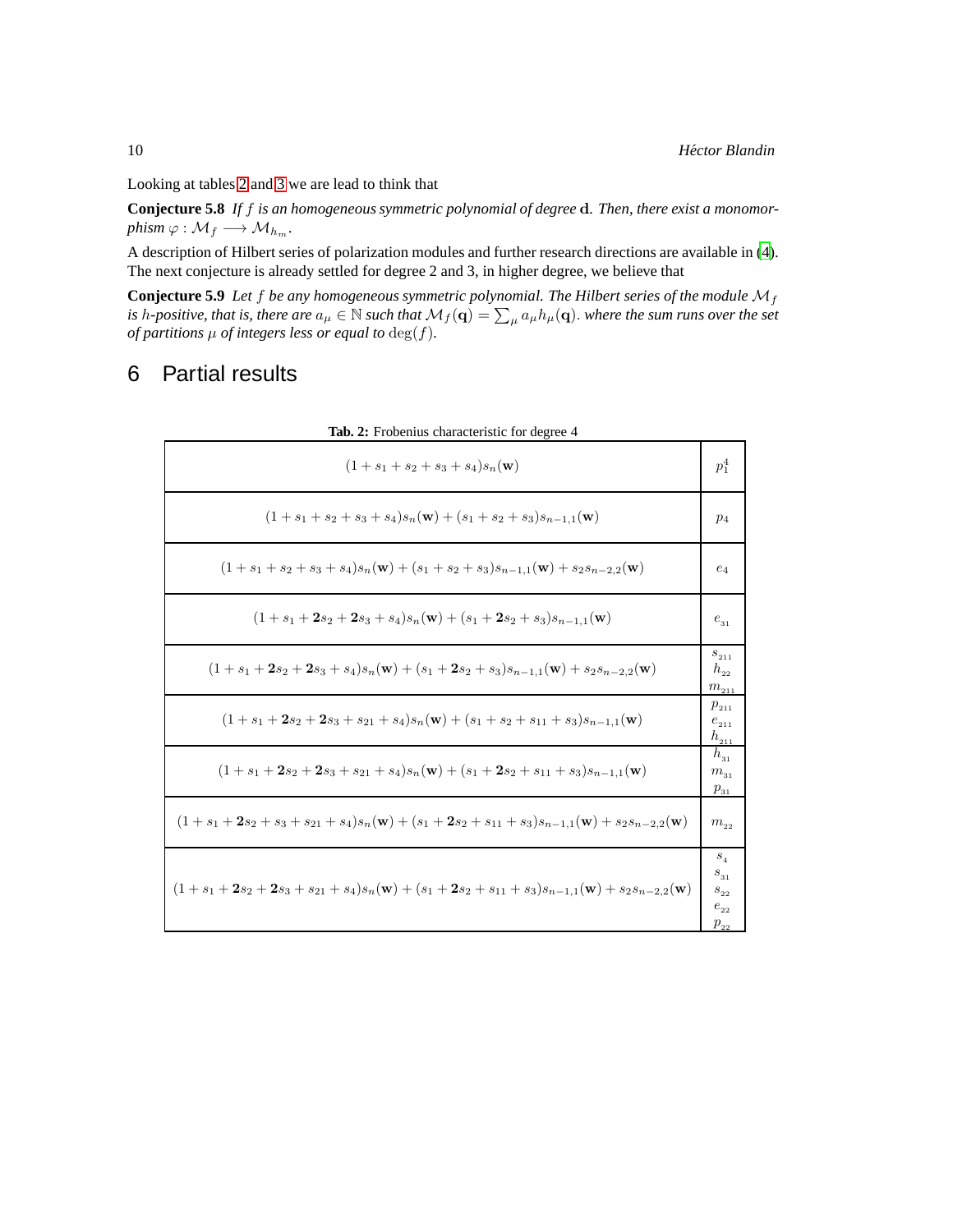Looking at tables 2 and 3 we are lead to think that

**Conjecture 5.8** *If $f$ is an homogeneous symmetric polynomial of degree* $\mathbf{d}$*. Then, there exist a monomorphism* $\varphi : \mathcal{M}_f \longrightarrow \mathcal{M}_{h_m}$.

A description of Hilbert series of polarization modules and further research directions are available in (4). The next conjecture is already settled for degree 2 and 3, in higher degree, we believe that

**Conjecture 5.9** *Let $f$ be any homogeneous symmetric polynomial. The Hilbert series of the module $\mathcal{M}_f$ is $h$-positive, that is, there are $a_\mu \in \mathbb{N}$ such that $\mathcal{M}_f(\mathbf{q}) = \sum_\mu a_\mu h_\mu(\mathbf{q})$. where the sum runs over the set of partitions $\mu$ of integers less or equal to* $\deg(f)$.

# 6 Partial results

**Tab. 2:** Frobenius characteristic for degree 4

| Frobenius characteristic | $f$ |
|---|---|
| $(1+s_1+s_2+s_3+s_4)s_n(\mathbf{w})$ | $p_1^4$ |
| $(1+s_1+s_2+s_3+s_4)s_n(\mathbf{w})+(s_1+s_2+s_3)s_{n-1,1}(\mathbf{w})$ | $p_4$ |
| $(1+s_1+s_2+s_3+s_4)s_n(\mathbf{w})+(s_1+s_2+s_3)s_{n-1,1}(\mathbf{w})+s_2s_{n-2,2}(\mathbf{w})$ | $e_4$ |
| $(1+s_1+\mathbf{2}s_2+\mathbf{2}s_3+s_4)s_n(\mathbf{w})+(s_1+\mathbf{2}s_2+s_3)s_{n-1,1}(\mathbf{w})$ | $e_{31}$ |
| $(1+s_1+\mathbf{2}s_2+\mathbf{2}s_3+s_4)s_n(\mathbf{w})+(s_1+\mathbf{2}s_2+s_3)s_{n-1,1}(\mathbf{w})+s_2s_{n-2,2}(\mathbf{w})$ | $s_{211}$, $h_{22}$, $m_{211}$ |
| $(1+s_1+\mathbf{2}s_2+\mathbf{2}s_3+s_{21}+s_4)s_n(\mathbf{w})+(s_1+s_2+s_{11}+s_3)s_{n-1,1}(\mathbf{w})$ | $p_{211}$, $e_{211}$, $h_{211}$ |
| $(1+s_1+\mathbf{2}s_2+\mathbf{2}s_3+s_{21}+s_4)s_n(\mathbf{w})+(s_1+\mathbf{2}s_2+s_{11}+s_3)s_{n-1,1}(\mathbf{w})$ | $h_{31}$, $m_{31}$, $p_{31}$ |
| $(1+s_1+\mathbf{2}s_2+s_3+s_{21}+s_4)s_n(\mathbf{w})+(s_1+\mathbf{2}s_2+s_{11}+s_3)s_{n-1,1}(\mathbf{w})+s_2s_{n-2,2}(\mathbf{w})$ | $m_{22}$ |
| $(1+s_1+\mathbf{2}s_2+\mathbf{2}s_3+s_{21}+s_4)s_n(\mathbf{w})+(s_1+\mathbf{2}s_2+s_{11}+s_3)s_{n-1,1}(\mathbf{w})+s_2s_{n-2,2}(\mathbf{w})$ | $s_4$, $s_{31}$, $s_{22}$, $e_{22}$, $p_{22}$ |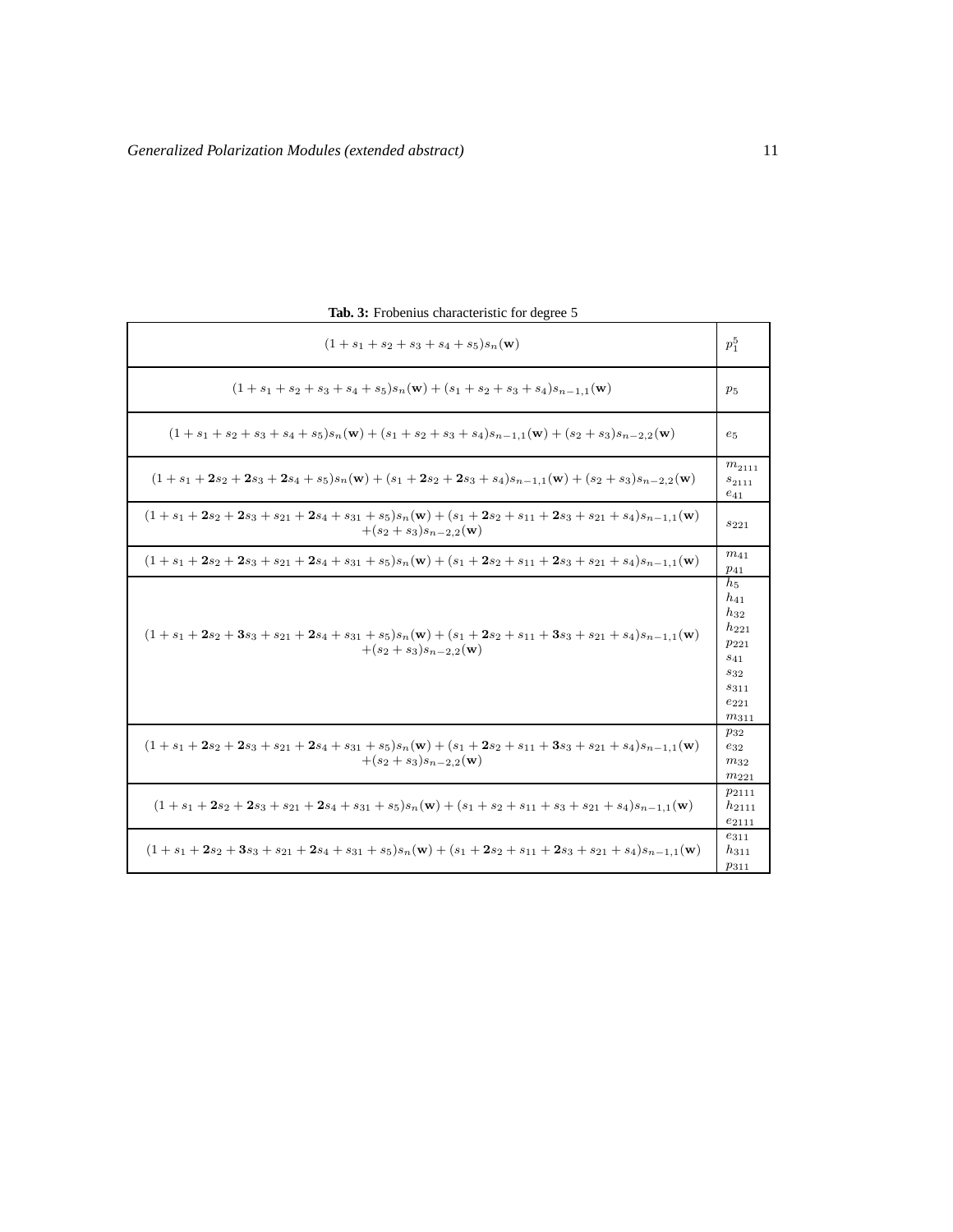**Tab. 3:** Frobenius characteristic for degree 5

| | |
|---|---|
| $(1+s_1+s_2+s_3+s_4+s_5)s_n(\mathbf{w})$ | $p_1^5$ |
| $(1+s_1+s_2+s_3+s_4+s_5)s_n(\mathbf{w})+(s_1+s_2+s_3+s_4)s_{n-1,1}(\mathbf{w})$ | $p_5$ |
| $(1+s_1+s_2+s_3+s_4+s_5)s_n(\mathbf{w})+(s_1+s_2+s_3+s_4)s_{n-1,1}(\mathbf{w})+(s_2+s_3)s_{n-2,2}(\mathbf{w})$ | $e_5$ |
| $(1+s_1+\mathbf{2}s_2+\mathbf{2}s_3+\mathbf{2}s_4+s_5)s_n(\mathbf{w})+(s_1+\mathbf{2}s_2+\mathbf{2}s_3+s_4)s_{n-1,1}(\mathbf{w})+(s_2+s_3)s_{n-2,2}(\mathbf{w})$ | $m_{2111}$ $s_{2111}$ $e_{41}$ |
| $(1+s_1+\mathbf{2}s_2+\mathbf{2}s_3+s_{21}+\mathbf{2}s_4+s_{31}+s_5)s_n(\mathbf{w})+(s_1+\mathbf{2}s_2+s_{11}+\mathbf{2}s_3+s_{21}+s_4)s_{n-1,1}(\mathbf{w})$ $+(s_2+s_3)s_{n-2,2}(\mathbf{w})$ | $s_{221}$ |
| $(1+s_1+\mathbf{2}s_2+\mathbf{2}s_3+s_{21}+\mathbf{2}s_4+s_{31}+s_5)s_n(\mathbf{w})+(s_1+\mathbf{2}s_2+s_{11}+\mathbf{2}s_3+s_{21}+s_4)s_{n-1,1}(\mathbf{w})$ | $m_{41}$ $p_{41}$ |
| $(1+s_1+\mathbf{2}s_2+\mathbf{3}s_3+s_{21}+\mathbf{2}s_4+s_{31}+s_5)s_n(\mathbf{w})+(s_1+\mathbf{2}s_2+s_{11}+\mathbf{3}s_3+s_{21}+s_4)s_{n-1,1}(\mathbf{w})$ $+(s_2+s_3)s_{n-2,2}(\mathbf{w})$ | $h_5$ $h_{41}$ $h_{32}$ $h_{221}$ $p_{221}$ $s_{41}$ $s_{32}$ $s_{311}$ $e_{221}$ $m_{311}$ |
| $(1+s_1+\mathbf{2}s_2+\mathbf{2}s_3+s_{21}+\mathbf{2}s_4+s_{31}+s_5)s_n(\mathbf{w})+(s_1+\mathbf{2}s_2+s_{11}+\mathbf{3}s_3+s_{21}+s_4)s_{n-1,1}(\mathbf{w})$ $+(s_2+s_3)s_{n-2,2}(\mathbf{w})$ | $p_{32}$ $e_{32}$ $m_{32}$ $m_{221}$ |
| $(1+s_1+\mathbf{2}s_2+\mathbf{2}s_3+s_{21}+\mathbf{2}s_4+s_{31}+s_5)s_n(\mathbf{w})+(s_1+s_2+s_{11}+s_3+s_{21}+s_4)s_{n-1,1}(\mathbf{w})$ | $p_{2111}$ $h_{2111}$ $e_{2111}$ |
| $(1+s_1+\mathbf{2}s_2+\mathbf{3}s_3+s_{21}+\mathbf{2}s_4+s_{31}+s_5)s_n(\mathbf{w})+(s_1+\mathbf{2}s_2+s_{11}+\mathbf{2}s_3+s_{21}+s_4)s_{n-1,1}(\mathbf{w})$ | $e_{311}$ $h_{311}$ $p_{311}$ |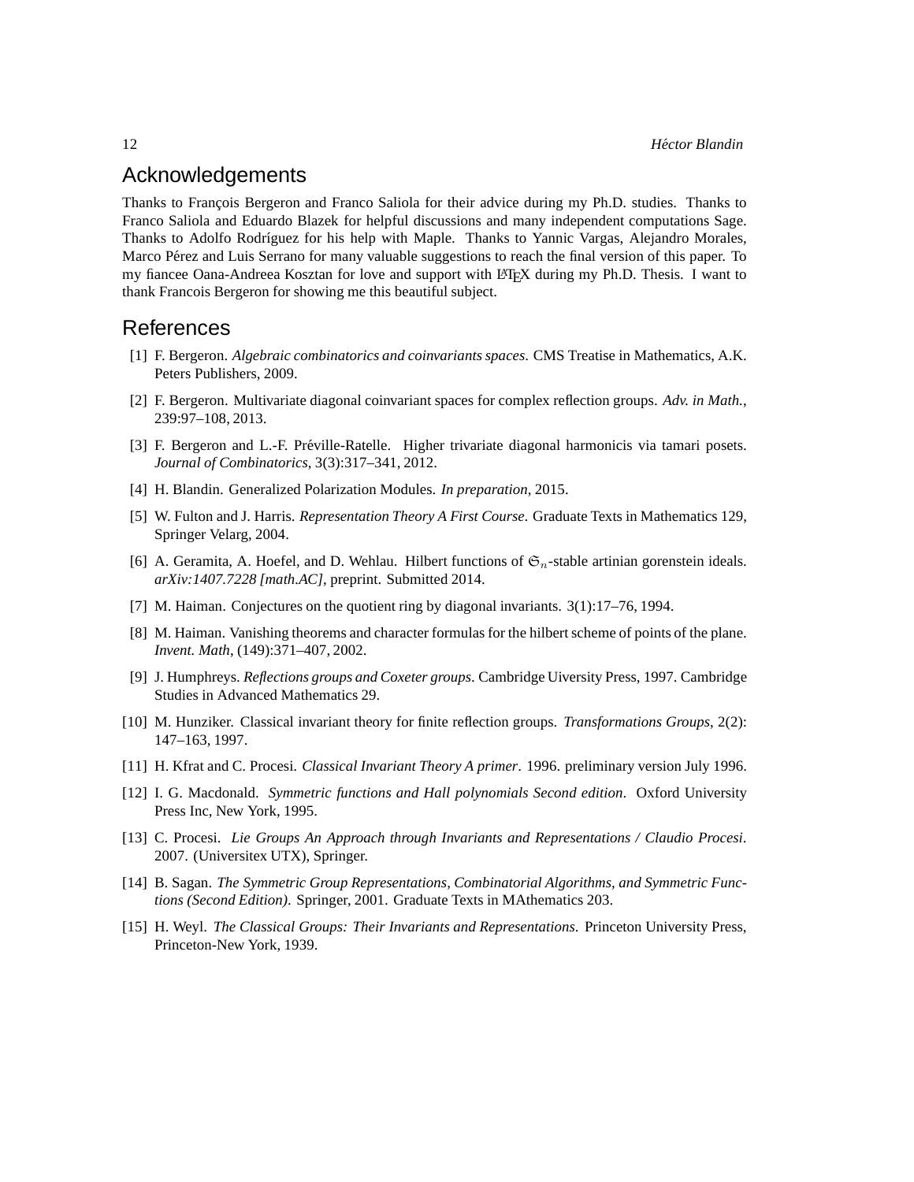## Acknowledgements

Thanks to François Bergeron and Franco Saliola for their advice during my Ph.D. studies. Thanks to Franco Saliola and Eduardo Blazek for helpful discussions and many independent computations Sage. Thanks to Adolfo Rodríguez for his help with Maple. Thanks to Yannic Vargas, Alejandro Morales, Marco Pérez and Luis Serrano for many valuable suggestions to reach the final version of this paper. To my fiancee Oana-Andreea Kosztan for love and support with LaTeX during my Ph.D. Thesis. I want to thank Francois Bergeron for showing me this beautiful subject.

## References

[1] F. Bergeron. *Algebraic combinatorics and coinvariants spaces*. CMS Treatise in Mathematics, A.K. Peters Publishers, 2009.

[2] F. Bergeron. Multivariate diagonal coinvariant spaces for complex reflection groups. *Adv. in Math.*, 239:97–108, 2013.

[3] F. Bergeron and L.-F. Préville-Ratelle. Higher trivariate diagonal harmonicis via tamari posets. *Journal of Combinatorics*, 3(3):317–341, 2012.

[4] H. Blandin. Generalized Polarization Modules. *In preparation*, 2015.

[5] W. Fulton and J. Harris. *Representation Theory A First Course*. Graduate Texts in Mathematics 129, Springer Velarg, 2004.

[6] A. Geramita, A. Hoefel, and D. Wehlau. Hilbert functions of $\mathfrak{S}_n$-stable artinian gorenstein ideals. *arXiv:1407.7228 [math.AC]*, preprint. Submitted 2014.

[7] M. Haiman. Conjectures on the quotient ring by diagonal invariants. 3(1):17–76, 1994.

[8] M. Haiman. Vanishing theorems and character formulas for the hilbert scheme of points of the plane. *Invent. Math*, (149):371–407, 2002.

[9] J. Humphreys. *Reflections groups and Coxeter groups*. Cambridge Uiversity Press, 1997. Cambridge Studies in Advanced Mathematics 29.

[10] M. Hunziker. Classical invariant theory for finite reflection groups. *Transformations Groups*, 2(2): 147–163, 1997.

[11] H. Kfrat and C. Procesi. *Classical Invariant Theory A primer*. 1996. preliminary version July 1996.

[12] I. G. Macdonald. *Symmetric functions and Hall polynomials Second edition*. Oxford University Press Inc, New York, 1995.

[13] C. Procesi. *Lie Groups An Approach through Invariants and Representations / Claudio Procesi*. 2007. (Universitex UTX), Springer.

[14] B. Sagan. *The Symmetric Group Representations, Combinatorial Algorithms, and Symmetric Functions (Second Edition)*. Springer, 2001. Graduate Texts in MAthematics 203.

[15] H. Weyl. *The Classical Groups: Their Invariants and Representations*. Princeton University Press, Princeton-New York, 1939.